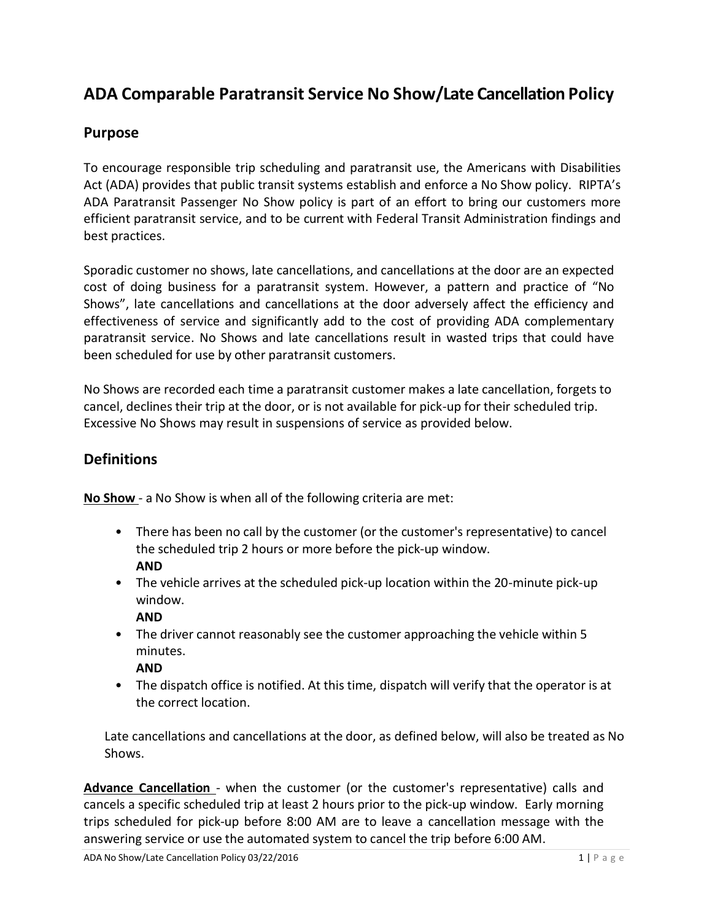# ADA Comparable Paratransit Service No Show/Late Cancellation Policy

## Purpose

To encourage responsible trip scheduling and paratransit use, the Americans with Disabilities Act (ADA) provides that public transit systems establish and enforce a No Show policy. RIPTA's ADA Paratransit Passenger No Show policy is part of an effort to bring our customers more efficient paratransit service, and to be current with Federal Transit Administration findings and best practices.

Sporadic customer no shows, late cancellations, and cancellations at the door are an expected cost of doing business for a paratransit system. However, a pattern and practice of "No Shows", late cancellations and cancellations at the door adversely affect the efficiency and effectiveness of service and significantly add to the cost of providing ADA complementary paratransit service. No Shows and late cancellations result in wasted trips that could have been scheduled for use by other paratransit customers.

No Shows are recorded each time a paratransit customer makes a late cancellation, forgets to cancel, declines their trip at the door, or is not available for pick-up for their scheduled trip. Excessive No Shows may result in suspensions of service as provided below.

## Definitions

**No Show** - a No Show is when all of the following criteria are met:

- There has been no call by the customer (or the customer's representative) to cancel the scheduled trip 2 hours or more before the pick-up window.
  **AND**
- The vehicle arrives at the scheduled pick-up location within the 20-minute pick-up window.
  **AND**
- The driver cannot reasonably see the customer approaching the vehicle within 5 minutes.
  **AND**
- The dispatch office is notified. At this time, dispatch will verify that the operator is at the correct location.

Late cancellations and cancellations at the door, as defined below, will also be treated as No Shows.

**Advance Cancellation** - when the customer (or the customer's representative) calls and cancels a specific scheduled trip at least 2 hours prior to the pick-up window. Early morning trips scheduled for pick-up before 8:00 AM are to leave a cancellation message with the answering service or use the automated system to cancel the trip before 6:00 AM.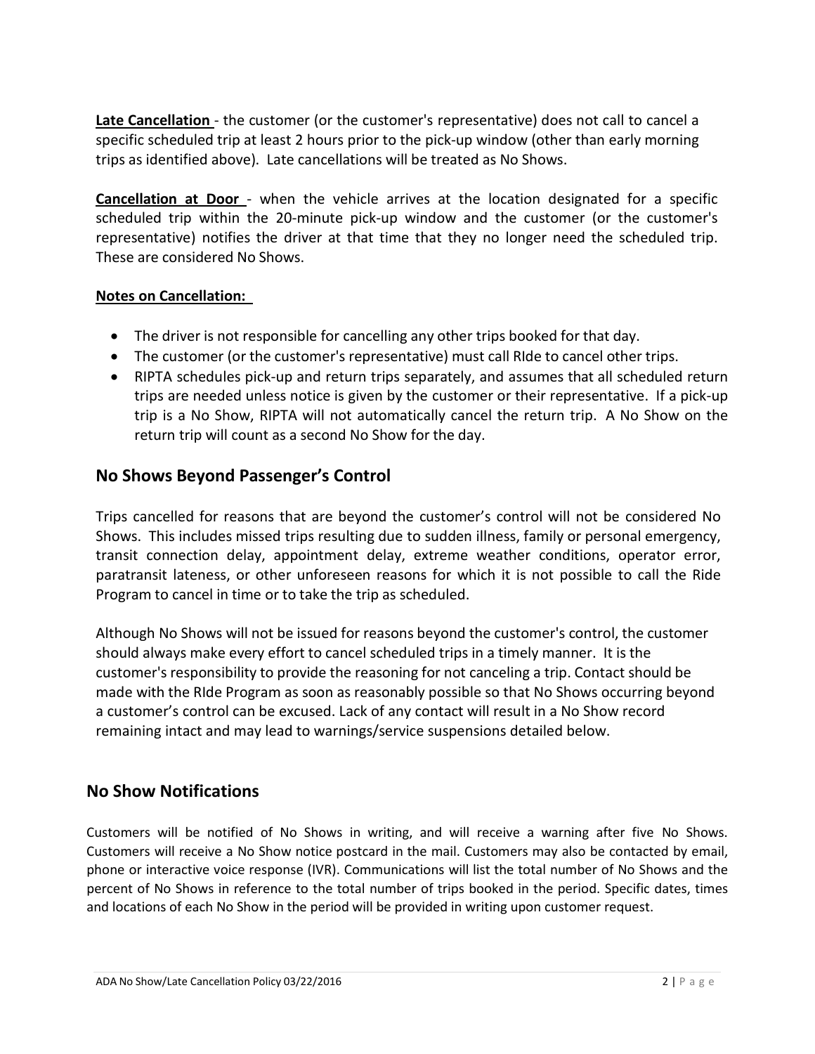**Late Cancellation** - the customer (or the customer's representative) does not call to cancel a specific scheduled trip at least 2 hours prior to the pick-up window (other than early morning trips as identified above). Late cancellations will be treated as No Shows.

**Cancellation at Door** - when the vehicle arrives at the location designated for a specific scheduled trip within the 20-minute pick-up window and the customer (or the customer's representative) notifies the driver at that time that they no longer need the scheduled trip. These are considered No Shows.

**Notes on Cancellation:**

- The driver is not responsible for cancelling any other trips booked for that day.
- The customer (or the customer's representative) must call RIde to cancel other trips.
- RIPTA schedules pick-up and return trips separately, and assumes that all scheduled return trips are needed unless notice is given by the customer or their representative. If a pick-up trip is a No Show, RIPTA will not automatically cancel the return trip. A No Show on the return trip will count as a second No Show for the day.

## No Shows Beyond Passenger's Control

Trips cancelled for reasons that are beyond the customer's control will not be considered No Shows. This includes missed trips resulting due to sudden illness, family or personal emergency, transit connection delay, appointment delay, extreme weather conditions, operator error, paratransit lateness, or other unforeseen reasons for which it is not possible to call the Ride Program to cancel in time or to take the trip as scheduled.

Although No Shows will not be issued for reasons beyond the customer's control, the customer should always make every effort to cancel scheduled trips in a timely manner. It is the customer's responsibility to provide the reasoning for not canceling a trip. Contact should be made with the RIde Program as soon as reasonably possible so that No Shows occurring beyond a customer's control can be excused. Lack of any contact will result in a No Show record remaining intact and may lead to warnings/service suspensions detailed below.

## No Show Notifications

Customers will be notified of No Shows in writing, and will receive a warning after five No Shows. Customers will receive a No Show notice postcard in the mail. Customers may also be contacted by email, phone or interactive voice response (IVR). Communications will list the total number of No Shows and the percent of No Shows in reference to the total number of trips booked in the period. Specific dates, times and locations of each No Show in the period will be provided in writing upon customer request.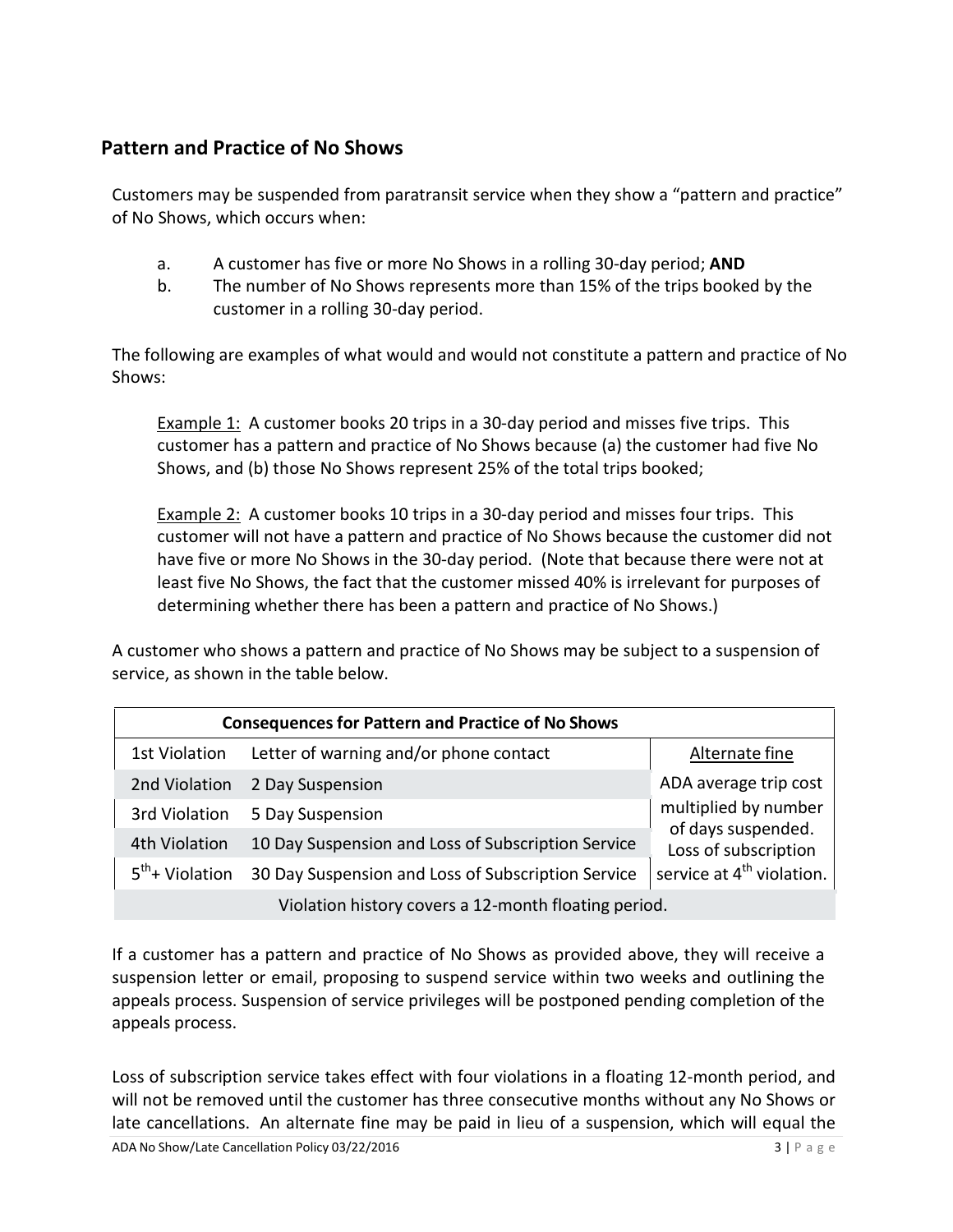## Pattern and Practice of No Shows

Customers may be suspended from paratransit service when they show a "pattern and practice" of No Shows, which occurs when:

a. A customer has five or more No Shows in a rolling 30-day period; **AND**

b. The number of No Shows represents more than 15% of the trips booked by the customer in a rolling 30-day period.

The following are examples of what would and would not constitute a pattern and practice of No Shows:

Example 1: A customer books 20 trips in a 30-day period and misses five trips. This customer has a pattern and practice of No Shows because (a) the customer had five No Shows, and (b) those No Shows represent 25% of the total trips booked;

Example 2: A customer books 10 trips in a 30-day period and misses four trips. This customer will not have a pattern and practice of No Shows because the customer did not have five or more No Shows in the 30-day period. (Note that because there were not at least five No Shows, the fact that the customer missed 40% is irrelevant for purposes of determining whether there has been a pattern and practice of No Shows.)

A customer who shows a pattern and practice of No Shows may be subject to a suspension of service, as shown in the table below.

| **Consequences for Pattern and Practice of No Shows** | | |
|---|---|---|
| 1st Violation | Letter of warning and/or phone contact | Alternate fine |
| 2nd Violation | 2 Day Suspension | ADA average trip cost multiplied by number of days suspended. Loss of subscription service at 4th violation. |
| 3rd Violation | 5 Day Suspension | |
| 4th Violation | 10 Day Suspension and Loss of Subscription Service | |
| 5th+ Violation | 30 Day Suspension and Loss of Subscription Service | |
| Violation history covers a 12-month floating period. | | |

If a customer has a pattern and practice of No Shows as provided above, they will receive a suspension letter or email, proposing to suspend service within two weeks and outlining the appeals process. Suspension of service privileges will be postponed pending completion of the appeals process.

Loss of subscription service takes effect with four violations in a floating 12-month period, and will not be removed until the customer has three consecutive months without any No Shows or late cancellations. An alternate fine may be paid in lieu of a suspension, which will equal the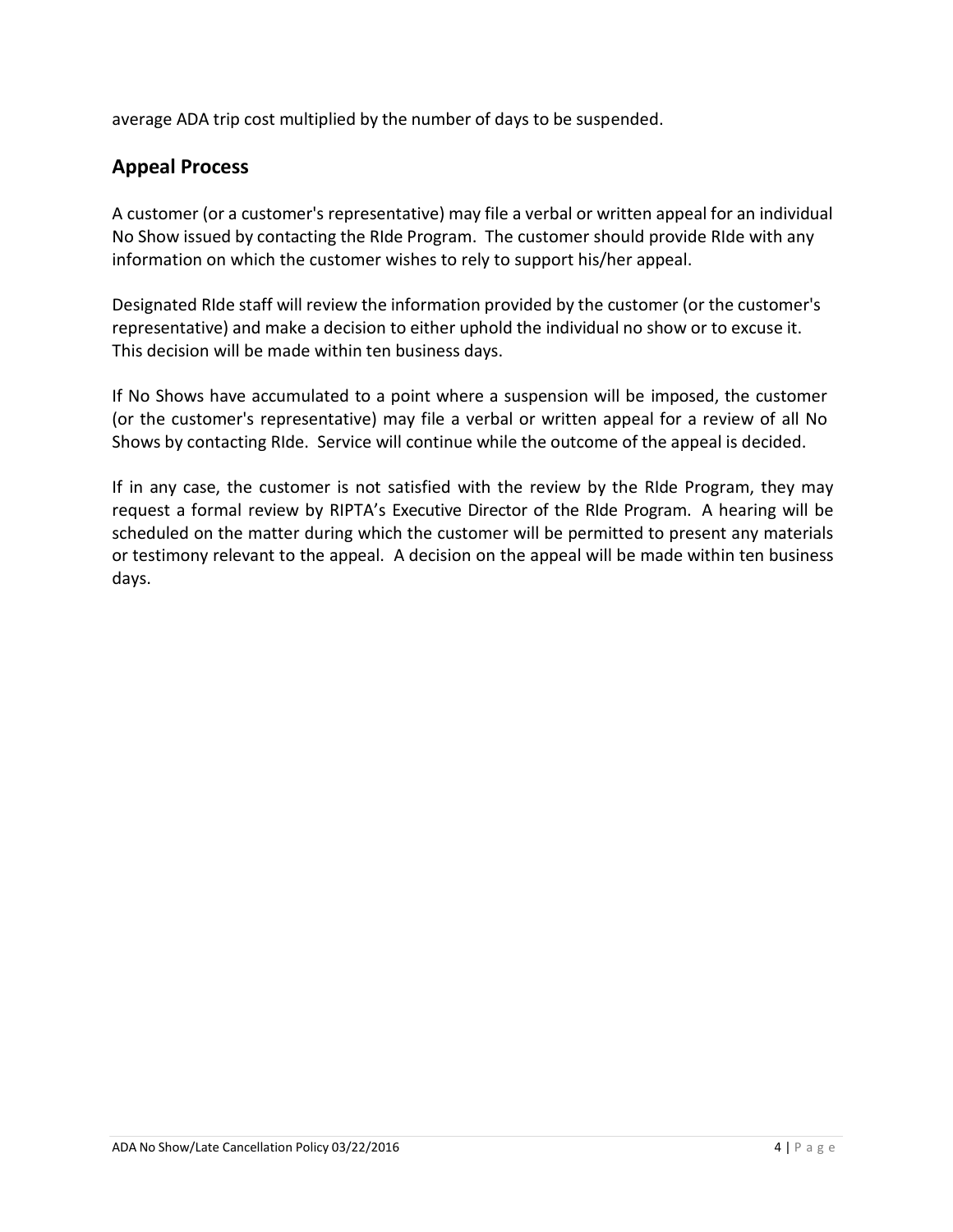average ADA trip cost multiplied by the number of days to be suspended.

## Appeal Process

A customer (or a customer's representative) may file a verbal or written appeal for an individual No Show issued by contacting the RIde Program. The customer should provide RIde with any information on which the customer wishes to rely to support his/her appeal.

Designated RIde staff will review the information provided by the customer (or the customer's representative) and make a decision to either uphold the individual no show or to excuse it. This decision will be made within ten business days.

If No Shows have accumulated to a point where a suspension will be imposed, the customer (or the customer's representative) may file a verbal or written appeal for a review of all No Shows by contacting RIde. Service will continue while the outcome of the appeal is decided.

If in any case, the customer is not satisfied with the review by the RIde Program, they may request a formal review by RIPTA's Executive Director of the RIde Program. A hearing will be scheduled on the matter during which the customer will be permitted to present any materials or testimony relevant to the appeal. A decision on the appeal will be made within ten business days.